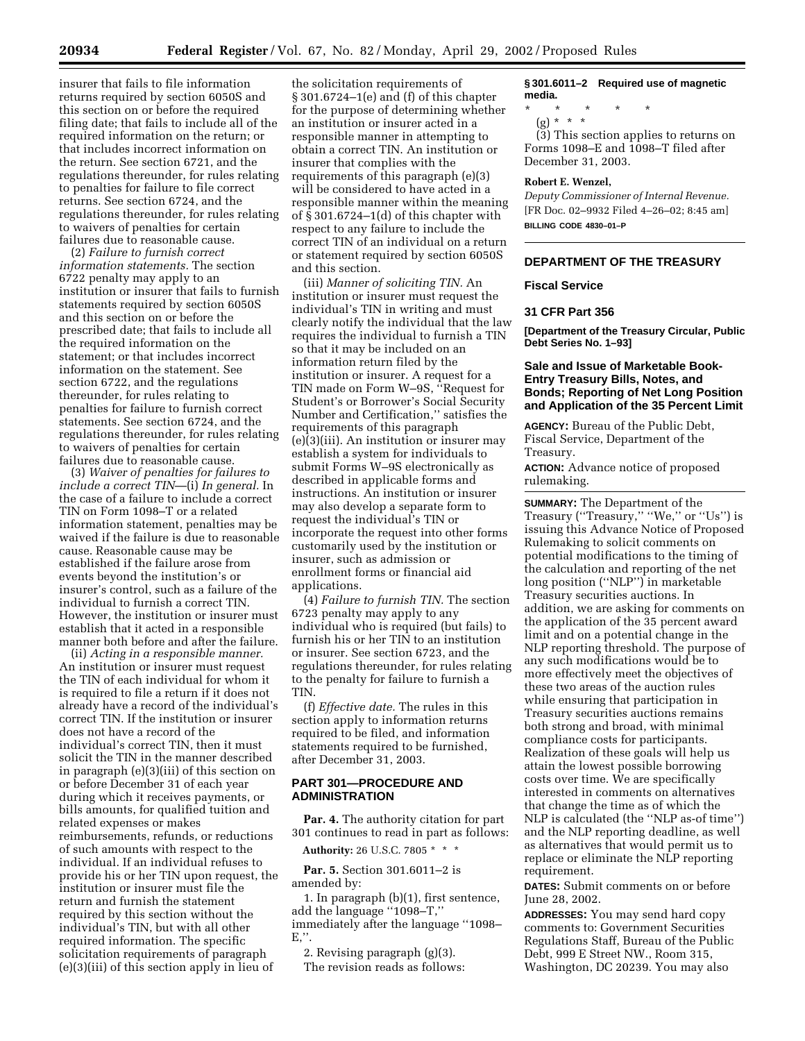insurer that fails to file information returns required by section 6050S and this section on or before the required filing date; that fails to include all of the required information on the return; or that includes incorrect information on the return. See section 6721, and the regulations thereunder, for rules relating to penalties for failure to file correct returns. See section 6724, and the regulations thereunder, for rules relating to waivers of penalties for certain failures due to reasonable cause.

(2) *Failure to furnish correct information statements.* The section 6722 penalty may apply to an institution or insurer that fails to furnish statements required by section 6050S and this section on or before the prescribed date; that fails to include all the required information on the statement; or that includes incorrect information on the statement. See section 6722, and the regulations thereunder, for rules relating to penalties for failure to furnish correct statements. See section 6724, and the regulations thereunder, for rules relating to waivers of penalties for certain failures due to reasonable cause.

(3) *Waiver of penalties for failures to include a correct TIN*—(i) *In general.* In the case of a failure to include a correct TIN on Form 1098–T or a related information statement, penalties may be waived if the failure is due to reasonable cause. Reasonable cause may be established if the failure arose from events beyond the institution's or insurer's control, such as a failure of the individual to furnish a correct TIN. However, the institution or insurer must establish that it acted in a responsible manner both before and after the failure.

(ii) *Acting in a responsible manner.* An institution or insurer must request the TIN of each individual for whom it is required to file a return if it does not already have a record of the individual's correct TIN. If the institution or insurer does not have a record of the individual's correct TIN, then it must solicit the TIN in the manner described in paragraph (e)(3)(iii) of this section on or before December 31 of each year during which it receives payments, or bills amounts, for qualified tuition and related expenses or makes reimbursements, refunds, or reductions of such amounts with respect to the individual. If an individual refuses to provide his or her TIN upon request, the institution or insurer must file the return and furnish the statement required by this section without the individual's TIN, but with all other required information. The specific solicitation requirements of paragraph (e)(3)(iii) of this section apply in lieu of the solicitation requirements of § 301.6724–1(e) and (f) of this chapter for the purpose of determining whether an institution or insurer acted in a responsible manner in attempting to obtain a correct TIN. An institution or insurer that complies with the requirements of this paragraph (e)(3) will be considered to have acted in a responsible manner within the meaning of § 301.6724–1(d) of this chapter with respect to any failure to include the correct TIN of an individual on a return or statement required by section 6050S and this section.

(iii) *Manner of soliciting TIN.* An institution or insurer must request the individual's TIN in writing and must clearly notify the individual that the law requires the individual to furnish a TIN so that it may be included on an information return filed by the institution or insurer. A request for a TIN made on Form W–9S, ''Request for Student's or Borrower's Social Security Number and Certification,'' satisfies the requirements of this paragraph (e)(3)(iii). An institution or insurer may establish a system for individuals to submit Forms W–9S electronically as described in applicable forms and instructions. An institution or insurer may also develop a separate form to request the individual's TIN or incorporate the request into other forms customarily used by the institution or insurer, such as admission or enrollment forms or financial aid applications.

(4) *Failure to furnish TIN.* The section 6723 penalty may apply to any individual who is required (but fails) to furnish his or her TIN to an institution or insurer. See section 6723, and the regulations thereunder, for rules relating to the penalty for failure to furnish a TIN.

(f) *Effective date.* The rules in this section apply to information returns required to be filed, and information statements required to be furnished, after December 31, 2003.

## PART 301—PROCEDURE AND ADMINISTRATION

**Par. 4.** The authority citation for part 301 continues to read in part as follows:

**Authority:** 26 U.S.C. 7805 * * *

**Par. 5.** Section 301.6011–2 is amended by:

1. In paragraph (b)(1), first sentence, add the language ''1098–T,'' immediately after the language ''1098–E,''.

2. Revising paragraph (g)(3).

The revision reads as follows:

**§ 301.6011–2 Required use of magnetic media.**

\* \* \* \* \*

(g) * * *

(3) This section applies to returns on Forms 1098–E and 1098–T filed after December 31, 2003.

**Robert E. Wenzel,**

*Deputy Commissioner of Internal Revenue.*

[FR Doc. 02–9932 Filed 4–26–02; 8:45 am]

**BILLING CODE 4830–01–P**

---

## DEPARTMENT OF THE TREASURY

### Fiscal Service

### 31 CFR Part 356

**[Department of the Treasury Circular, Public Debt Series No. 1–93]**

### Sale and Issue of Marketable Book-Entry Treasury Bills, Notes, and Bonds; Reporting of Net Long Position and Application of the 35 Percent Limit

**AGENCY:** Bureau of the Public Debt, Fiscal Service, Department of the Treasury.

**ACTION:** Advance notice of proposed rulemaking.

**SUMMARY:** The Department of the Treasury (''Treasury,'' ''We,'' or ''Us'') is issuing this Advance Notice of Proposed Rulemaking to solicit comments on potential modifications to the timing of the calculation and reporting of the net long position (''NLP'') in marketable Treasury securities auctions. In addition, we are asking for comments on the application of the 35 percent award limit and on a potential change in the NLP reporting threshold. The purpose of any such modifications would be to more effectively meet the objectives of these two areas of the auction rules while ensuring that participation in Treasury securities auctions remains both strong and broad, with minimal compliance costs for participants. Realization of these goals will help us attain the lowest possible borrowing costs over time. We are specifically interested in comments on alternatives that change the time as of which the NLP is calculated (the ''NLP as-of time'') and the NLP reporting deadline, as well as alternatives that would permit us to replace or eliminate the NLP reporting requirement.

**DATES:** Submit comments on or before June 28, 2002.

**ADDRESSES:** You may send hard copy comments to: Government Securities Regulations Staff, Bureau of the Public Debt, 999 E Street NW., Room 315, Washington, DC 20239. You may also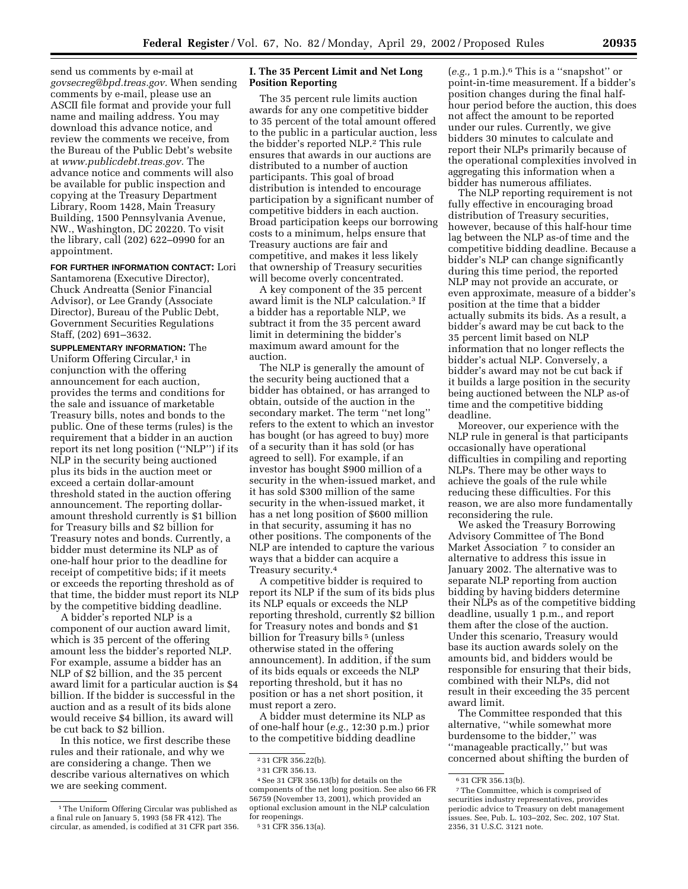send us comments by e-mail at *govsecreg@bpd.treas.gov.* When sending comments by e-mail, please use an ASCII file format and provide your full name and mailing address. You may download this advance notice, and review the comments we receive, from the Bureau of the Public Debt's website at *www.publicdebt.treas.gov.* The advance notice and comments will also be available for public inspection and copying at the Treasury Department Library, Room 1428, Main Treasury Building, 1500 Pennsylvania Avenue, NW., Washington, DC 20220. To visit the library, call (202) 622–0990 for an appointment.

**FOR FURTHER INFORMATION CONTACT:** Lori Santamorena (Executive Director), Chuck Andreatta (Senior Financial Advisor), or Lee Grandy (Associate Director), Bureau of the Public Debt, Government Securities Regulations Staff, (202) 691–3632.

**SUPPLEMENTARY INFORMATION:** The Uniform Offering Circular,[1] in conjunction with the offering announcement for each auction, provides the terms and conditions for the sale and issuance of marketable Treasury bills, notes and bonds to the public. One of these terms (rules) is the requirement that a bidder in an auction report its net long position (''NLP'') if its NLP in the security being auctioned plus its bids in the auction meet or exceed a certain dollar-amount threshold stated in the auction offering announcement. The reporting dollar-amount threshold currently is $1 billion for Treasury bills and $2 billion for Treasury notes and bonds. Currently, a bidder must determine its NLP as of one-half hour prior to the deadline for receipt of competitive bids; if it meets or exceeds the reporting threshold as of that time, the bidder must report its NLP by the competitive bidding deadline.

A bidder's reported NLP is a component of our auction award limit, which is 35 percent of the offering amount less the bidder's reported NLP. For example, assume a bidder has an NLP of $2 billion, and the 35 percent award limit for a particular auction is $4 billion. If the bidder is successful in the auction and as a result of its bids alone would receive $4 billion, its award will be cut back to $2 billion.

In this notice, we first describe these rules and their rationale, and why we are considering a change. Then we describe various alternatives on which we are seeking comment.

## I. The 35 Percent Limit and Net Long Position Reporting

The 35 percent rule limits auction awards for any one competitive bidder to 35 percent of the total amount offered to the public in a particular auction, less the bidder's reported NLP.[2] This rule ensures that awards in our auctions are distributed to a number of auction participants. This goal of broad distribution is intended to encourage participation by a significant number of competitive bidders in each auction. Broad participation keeps our borrowing costs to a minimum, helps ensure that Treasury auctions are fair and competitive, and makes it less likely that ownership of Treasury securities will become overly concentrated.

A key component of the 35 percent award limit is the NLP calculation.[3] If a bidder has a reportable NLP, we subtract it from the 35 percent award limit in determining the bidder's maximum award amount for the auction.

The NLP is generally the amount of the security being auctioned that a bidder has obtained, or has arranged to obtain, outside of the auction in the secondary market. The term ''net long'' refers to the extent to which an investor has bought (or has agreed to buy) more of a security than it has sold (or has agreed to sell). For example, if an investor has bought $900 million of a security in the when-issued market, and it has sold $300 million of the same security in the when-issued market, it has a net long position of $600 million in that security, assuming it has no other positions. The components of the NLP are intended to capture the various ways that a bidder can acquire a Treasury security.[4]

A competitive bidder is required to report its NLP if the sum of its bids plus its NLP equals or exceeds the NLP reporting threshold, currently $2 billion for Treasury notes and bonds and $1 billion for Treasury bills[5] (unless otherwise stated in the offering announcement). In addition, if the sum of its bids equals or exceeds the NLP reporting threshold, but it has no position or has a net short position, it must report a zero.

A bidder must determine its NLP as of one-half hour (*e.g.,* 12:30 p.m.) prior to the competitive bidding deadline (*e.g.,* 1 p.m.).[6] This is a ''snapshot'' or point-in-time measurement. If a bidder's position changes during the final half-hour period before the auction, this does not affect the amount to be reported under our rules. Currently, we give bidders 30 minutes to calculate and report their NLPs primarily because of the operational complexities involved in aggregating this information when a bidder has numerous affiliates.

The NLP reporting requirement is not fully effective in encouraging broad distribution of Treasury securities, however, because of this half-hour time lag between the NLP as-of time and the competitive bidding deadline. Because a bidder's NLP can change significantly during this time period, the reported NLP may not provide an accurate, or even approximate, measure of a bidder's position at the time that a bidder actually submits its bids. As a result, a bidder's award may be cut back to the 35 percent limit based on NLP information that no longer reflects the bidder's actual NLP. Conversely, a bidder's award may not be cut back if it builds a large position in the security being auctioned between the NLP as-of time and the competitive bidding deadline.

Moreover, our experience with the NLP rule in general is that participants occasionally have operational difficulties in compiling and reporting NLPs. There may be other ways to achieve the goals of the rule while reducing these difficulties. For this reason, we are also more fundamentally reconsidering the rule.

We asked the Treasury Borrowing Advisory Committee of The Bond Market Association[7] to consider an alternative to address this issue in January 2002. The alternative was to separate NLP reporting from auction bidding by having bidders determine their NLPs as of the competitive bidding deadline, usually 1 p.m., and report them after the close of the auction. Under this scenario, Treasury would base its auction awards solely on the amounts bid, and bidders would be responsible for ensuring that their bids, combined with their NLPs, did not result in their exceeding the 35 percent award limit.

The Committee responded that this alternative, ''while somewhat more burdensome to the bidder,'' was ''manageable practically,'' but was concerned about shifting the burden of

---

[1] The Uniform Offering Circular was published as a final rule on January 5, 1993 (58 FR 412). The circular, as amended, is codified at 31 CFR part 356.

[2] 31 CFR 356.22(b).

[3] 31 CFR 356.13.

[4] See 31 CFR 356.13(b) for details on the components of the net long position. See also 66 FR 56759 (November 13, 2001), which provided an optional exclusion amount in the NLP calculation for reopenings.

[5] 31 CFR 356.13(a).

[6] 31 CFR 356.13(b).

[7] The Committee, which is comprised of securities industry representatives, provides periodic advice to Treasury on debt management issues. See, Pub. L. 103–202, Sec. 202, 107 Stat. 2356, 31 U.S.C. 3121 note.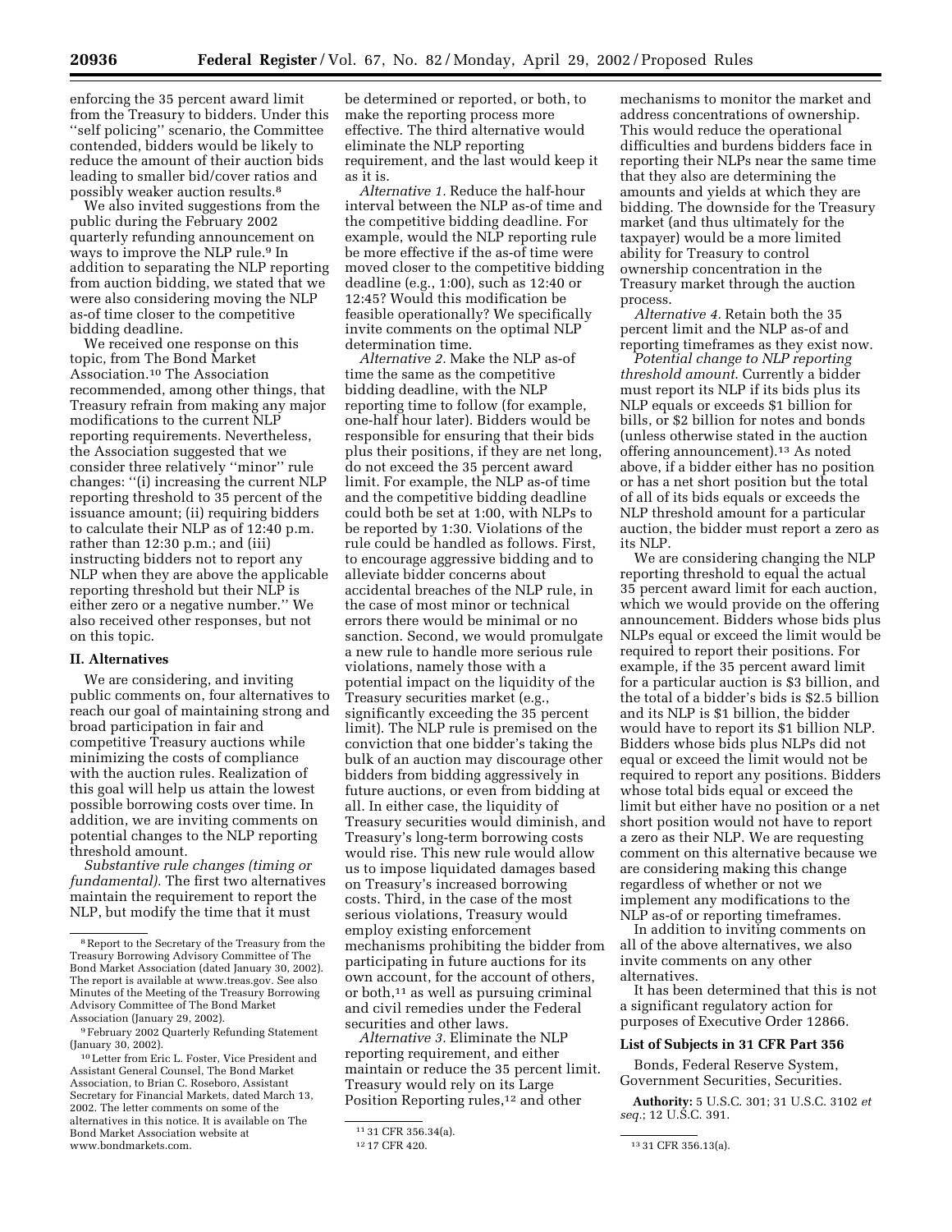enforcing the 35 percent award limit from the Treasury to bidders. Under this ''self policing'' scenario, the Committee contended, bidders would be likely to reduce the amount of their auction bids leading to smaller bid/cover ratios and possibly weaker auction results.[8]

We also invited suggestions from the public during the February 2002 quarterly refunding announcement on ways to improve the NLP rule.[9] In addition to separating the NLP reporting from auction bidding, we stated that we were also considering moving the NLP as-of time closer to the competitive bidding deadline.

We received one response on this topic, from The Bond Market Association.[10] The Association recommended, among other things, that Treasury refrain from making any major modifications to the current NLP reporting requirements. Nevertheless, the Association suggested that we consider three relatively ''minor'' rule changes: ''(i) increasing the current NLP reporting threshold to 35 percent of the issuance amount; (ii) requiring bidders to calculate their NLP as of 12:40 p.m. rather than 12:30 p.m.; and (iii) instructing bidders not to report any NLP when they are above the applicable reporting threshold but their NLP is either zero or a negative number.'' We also received other responses, but not on this topic.

## II. Alternatives

We are considering, and inviting public comments on, four alternatives to reach our goal of maintaining strong and broad participation in fair and competitive Treasury auctions while minimizing the costs of compliance with the auction rules. Realization of this goal will help us attain the lowest possible borrowing costs over time. In addition, we are inviting comments on potential changes to the NLP reporting threshold amount.

*Substantive rule changes (timing or fundamental).* The first two alternatives maintain the requirement to report the NLP, but modify the time that it must be determined or reported, or both, to make the reporting process more effective. The third alternative would eliminate the NLP reporting requirement, and the last would keep it as it is.

*Alternative 1.* Reduce the half-hour interval between the NLP as-of time and the competitive bidding deadline. For example, would the NLP reporting rule be more effective if the as-of time were moved closer to the competitive bidding deadline (e.g., 1:00), such as 12:40 or 12:45? Would this modification be feasible operationally? We specifically invite comments on the optimal NLP determination time.

*Alternative 2.* Make the NLP as-of time the same as the competitive bidding deadline, with the NLP reporting time to follow (for example, one-half hour later). Bidders would be responsible for ensuring that their bids plus their positions, if they are net long, do not exceed the 35 percent award limit. For example, the NLP as-of time and the competitive bidding deadline could both be set at 1:00, with NLPs to be reported by 1:30. Violations of the rule could be handled as follows. First, to encourage aggressive bidding and to alleviate bidder concerns about accidental breaches of the NLP rule, in the case of most minor or technical errors there would be minimal or no sanction. Second, we would promulgate a new rule to handle more serious rule violations, namely those with a potential impact on the liquidity of the Treasury securities market (e.g., significantly exceeding the 35 percent limit). The NLP rule is premised on the conviction that one bidder's taking the bulk of an auction may discourage other bidders from bidding aggressively in future auctions, or even from bidding at all. In either case, the liquidity of Treasury securities would diminish, and Treasury's long-term borrowing costs would rise. This new rule would allow us to impose liquidated damages based on Treasury's increased borrowing costs. Third, in the case of the most serious violations, Treasury would employ existing enforcement mechanisms prohibiting the bidder from participating in future auctions for its own account, for the account of others, or both,[11] as well as pursuing criminal and civil remedies under the Federal securities and other laws.

*Alternative 3.* Eliminate the NLP reporting requirement, and either maintain or reduce the 35 percent limit. Treasury would rely on its Large Position Reporting rules,[12] and other mechanisms to monitor the market and address concentrations of ownership. This would reduce the operational difficulties and burdens bidders face in reporting their NLPs near the same time that they also are determining the amounts and yields at which they are bidding. The downside for the Treasury market (and thus ultimately for the taxpayer) would be a more limited ability for Treasury to control ownership concentration in the Treasury market through the auction process.

*Alternative 4.* Retain both the 35 percent limit and the NLP as-of and reporting timeframes as they exist now.

*Potential change to NLP reporting threshold amount.* Currently a bidder must report its NLP if its bids plus its NLP equals or exceeds $1 billion for bills, or $2 billion for notes and bonds (unless otherwise stated in the auction offering announcement).[13] As noted above, if a bidder either has no position or has a net short position but the total of all of its bids equals or exceeds the NLP threshold amount for a particular auction, the bidder must report a zero as its NLP.

We are considering changing the NLP reporting threshold to equal the actual 35 percent award limit for each auction, which we would provide on the offering announcement. Bidders whose bids plus NLPs equal or exceed the limit would be required to report their positions. For example, if the 35 percent award limit for a particular auction is $3 billion, and the total of a bidder's bids is $2.5 billion and its NLP is $1 billion, the bidder would have to report its $1 billion NLP. Bidders whose bids plus NLPs did not equal or exceed the limit would not be required to report any positions. Bidders whose total bids equal or exceed the limit but either have no position or a net short position would not have to report a zero as their NLP. We are requesting comment on this alternative because we are considering making this change regardless of whether or not we implement any modifications to the NLP as-of or reporting timeframes.

In addition to inviting comments on all of the above alternatives, we also invite comments on any other alternatives.

It has been determined that this is not a significant regulatory action for purposes of Executive Order 12866.

### List of Subjects in 31 CFR Part 356

Bonds, Federal Reserve System, Government Securities, Securities.

**Authority:** 5 U.S.C. 301; 31 U.S.C. 3102 *et seq.*; 12 U.S.C. 391.

---

[8] Report to the Secretary of the Treasury from the Treasury Borrowing Advisory Committee of The Bond Market Association (dated January 30, 2002). The report is available at www.treas.gov. See also Minutes of the Meeting of the Treasury Borrowing Advisory Committee of The Bond Market Association (January 29, 2002).

[9] February 2002 Quarterly Refunding Statement (January 30, 2002).

[10] Letter from Eric L. Foster, Vice President and Assistant General Counsel, The Bond Market Association, to Brian C. Roseboro, Assistant Secretary for Financial Markets, dated March 13, 2002. The letter comments on some of the alternatives in this notice. It is available on The Bond Market Association website at www.bondmarkets.com.

[11] 31 CFR 356.34(a).

[12] 17 CFR 420.

[13] 31 CFR 356.13(a).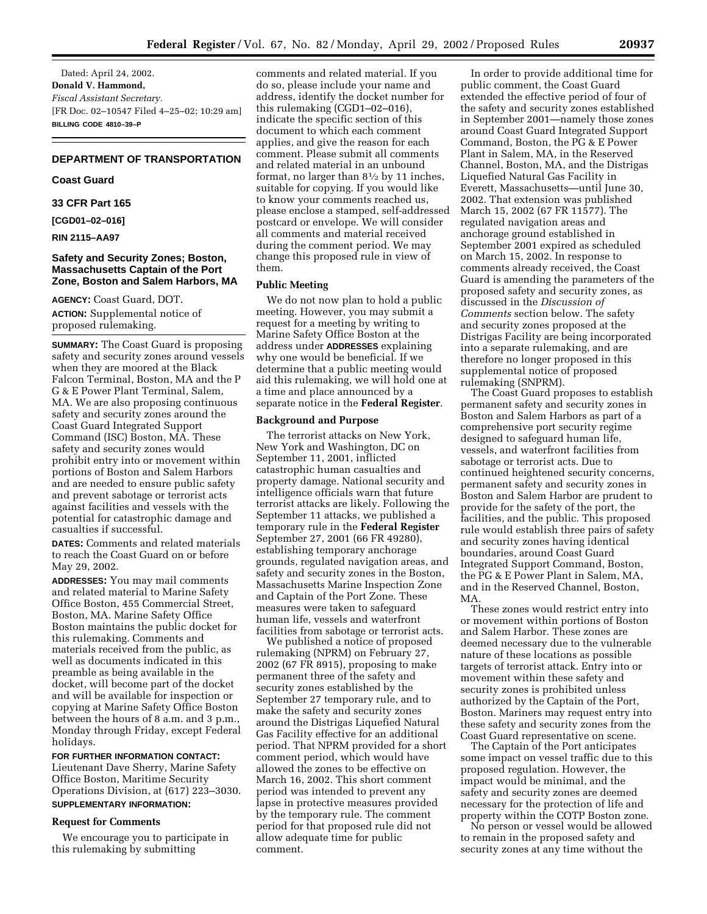Dated: April 24, 2002.

**Donald V. Hammond,**

*Fiscal Assistant Secretary.*

[FR Doc. 02–10547 Filed 4–25–02; 10:29 am]

**BILLING CODE 4810–39–P**

## DEPARTMENT OF TRANSPORTATION

### Coast Guard

### 33 CFR Part 165

**[CGD01–02–016]**

**RIN 2115–AA97**

### Safety and Security Zones; Boston, Massachusetts Captain of the Port Zone, Boston and Salem Harbors, MA

**AGENCY:** Coast Guard, DOT.

**ACTION:** Supplemental notice of proposed rulemaking.

**SUMMARY:** The Coast Guard is proposing safety and security zones around vessels when they are moored at the Black Falcon Terminal, Boston, MA and the P G & E Power Plant Terminal, Salem, MA. We are also proposing continuous safety and security zones around the Coast Guard Integrated Support Command (ISC) Boston, MA. These safety and security zones would prohibit entry into or movement within portions of Boston and Salem Harbors and are needed to ensure public safety and prevent sabotage or terrorist acts against facilities and vessels with the potential for catastrophic damage and casualties if successful.

**DATES:** Comments and related materials to reach the Coast Guard on or before May 29, 2002.

**ADDRESSES:** You may mail comments and related material to Marine Safety Office Boston, 455 Commercial Street, Boston, MA. Marine Safety Office Boston maintains the public docket for this rulemaking. Comments and materials received from the public, as well as documents indicated in this preamble as being available in the docket, will become part of the docket and will be available for inspection or copying at Marine Safety Office Boston between the hours of 8 a.m. and 3 p.m., Monday through Friday, except Federal holidays.

**FOR FURTHER INFORMATION CONTACT:** Lieutenant Dave Sherry, Marine Safety Office Boston, Maritime Security Operations Division, at (617) 223–3030.

**SUPPLEMENTARY INFORMATION:**

#### Request for Comments

We encourage you to participate in this rulemaking by submitting comments and related material. If you do so, please include your name and address, identify the docket number for this rulemaking (CGD1–02–016), indicate the specific section of this document to which each comment applies, and give the reason for each comment. Please submit all comments and related material in an unbound format, no larger than 8½ by 11 inches, suitable for copying. If you would like to know your comments reached us, please enclose a stamped, self-addressed postcard or envelope. We will consider all comments and material received during the comment period. We may change this proposed rule in view of them.

#### Public Meeting

We do not now plan to hold a public meeting. However, you may submit a request for a meeting by writing to Marine Safety Office Boston at the address under **ADDRESSES** explaining why one would be beneficial. If we determine that a public meeting would aid this rulemaking, we will hold one at a time and place announced by a separate notice in the **Federal Register**.

#### Background and Purpose

The terrorist attacks on New York, New York and Washington, DC on September 11, 2001, inflicted catastrophic human casualties and property damage. National security and intelligence officials warn that future terrorist attacks are likely. Following the September 11 attacks, we published a temporary rule in the **Federal Register** September 27, 2001 (66 FR 49280), establishing temporary anchorage grounds, regulated navigation areas, and safety and security zones in the Boston, Massachusetts Marine Inspection Zone and Captain of the Port Zone. These measures were taken to safeguard human life, vessels and waterfront facilities from sabotage or terrorist acts.

We published a notice of proposed rulemaking (NPRM) on February 27, 2002 (67 FR 8915), proposing to make permanent three of the safety and security zones established by the September 27 temporary rule, and to make the safety and security zones around the Distrigas Liquefied Natural Gas Facility effective for an additional period. That NPRM provided for a short comment period, which would have allowed the zones to be effective on March 16, 2002. This short comment period was intended to prevent any lapse in protective measures provided by the temporary rule. The comment period for that proposed rule did not allow adequate time for public comment.

In order to provide additional time for public comment, the Coast Guard extended the effective period of four of the safety and security zones established in September 2001—namely those zones around Coast Guard Integrated Support Command, Boston, the PG & E Power Plant in Salem, MA, in the Reserved Channel, Boston, MA, and the Distrigas Liquefied Natural Gas Facility in Everett, Massachusetts—until June 30, 2002. That extension was published March 15, 2002 (67 FR 11577). The regulated navigation areas and anchorage ground established in September 2001 expired as scheduled on March 15, 2002. In response to comments already received, the Coast Guard is amending the parameters of the proposed safety and security zones, as discussed in the *Discussion of Comments* section below. The safety and security zones proposed at the Distrigas Facility are being incorporated into a separate rulemaking, and are therefore no longer proposed in this supplemental notice of proposed rulemaking (SNPRM).

The Coast Guard proposes to establish permanent safety and security zones in Boston and Salem Harbors as part of a comprehensive port security regime designed to safeguard human life, vessels, and waterfront facilities from sabotage or terrorist acts. Due to continued heightened security concerns, permanent safety and security zones in Boston and Salem Harbor are prudent to provide for the safety of the port, the facilities, and the public. This proposed rule would establish three pairs of safety and security zones having identical boundaries, around Coast Guard Integrated Support Command, Boston, the PG & E Power Plant in Salem, MA, and in the Reserved Channel, Boston, MA.

These zones would restrict entry into or movement within portions of Boston and Salem Harbor. These zones are deemed necessary due to the vulnerable nature of these locations as possible targets of terrorist attack. Entry into or movement within these safety and security zones is prohibited unless authorized by the Captain of the Port, Boston. Mariners may request entry into these safety and security zones from the Coast Guard representative on scene.

The Captain of the Port anticipates some impact on vessel traffic due to this proposed regulation. However, the impact would be minimal, and the safety and security zones are deemed necessary for the protection of life and property within the COTP Boston zone.

No person or vessel would be allowed to remain in the proposed safety and security zones at any time without the